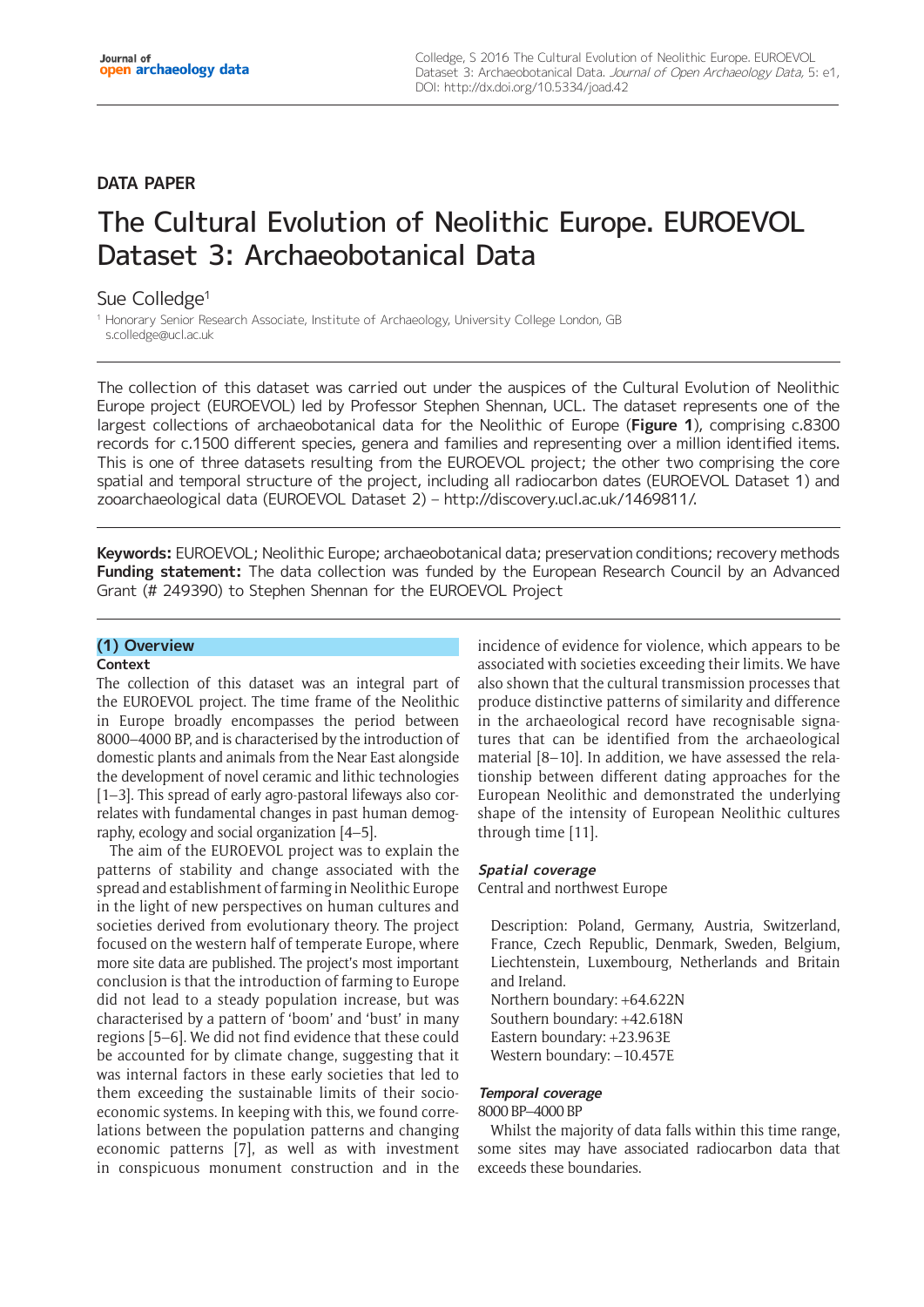DATA PAPER

# The Cultural Evolution of Neolithic Europe. EUROEVOL Dataset 3: Archaeobotanical Data

Sue Colledge[1]

[1] Honorary Senior Research Associate, Institute of Archaeology, University College London, GB
s.colledge@ucl.ac.uk

The collection of this dataset was carried out under the auspices of the Cultural Evolution of Neolithic Europe project (EUROEVOL) led by Professor Stephen Shennan, UCL. The dataset represents one of the largest collections of archaeobotanical data for the Neolithic of Europe (**Figure 1**), comprising c.8300 records for c.1500 different species, genera and families and representing over a million identified items. This is one of three datasets resulting from the EUROEVOL project; the other two comprising the core spatial and temporal structure of the project, including all radiocarbon dates (EUROEVOL Dataset 1) and zooarchaeological data (EUROEVOL Dataset 2) – http://discovery.ucl.ac.uk/1469811/.

**Keywords:** EUROEVOL; Neolithic Europe; archaeobotanical data; preservation conditions; recovery methods
**Funding statement:** The data collection was funded by the European Research Council by an Advanced Grant (# 249390) to Stephen Shennan for the EUROEVOL Project

## (1) Overview

### Context

The collection of this dataset was an integral part of the EUROEVOL project. The time frame of the Neolithic in Europe broadly encompasses the period between 8000–4000 BP, and is characterised by the introduction of domestic plants and animals from the Near East alongside the development of novel ceramic and lithic technologies [1–3]. This spread of early agro-pastoral lifeways also correlates with fundamental changes in past human demography, ecology and social organization [4–5].

The aim of the EUROEVOL project was to explain the patterns of stability and change associated with the spread and establishment of farming in Neolithic Europe in the light of new perspectives on human cultures and societies derived from evolutionary theory. The project focused on the western half of temperate Europe, where more site data are published. The project's most important conclusion is that the introduction of farming to Europe did not lead to a steady population increase, but was characterised by a pattern of 'boom' and 'bust' in many regions [5–6]. We did not find evidence that these could be accounted for by climate change, suggesting that it was internal factors in these early societies that led to them exceeding the sustainable limits of their socio-economic systems. In keeping with this, we found correlations between the population patterns and changing economic patterns [7], as well as with investment in conspicuous monument construction and in the incidence of evidence for violence, which appears to be associated with societies exceeding their limits. We have also shown that the cultural transmission processes that produce distinctive patterns of similarity and difference in the archaeological record have recognisable signatures that can be identified from the archaeological material [8–10]. In addition, we have assessed the relationship between different dating approaches for the European Neolithic and demonstrated the underlying shape of the intensity of European Neolithic cultures through time [11].

### *Spatial coverage*

Central and northwest Europe

Description: Poland, Germany, Austria, Switzerland, France, Czech Republic, Denmark, Sweden, Belgium, Liechtenstein, Luxembourg, Netherlands and Britain and Ireland.
Northern boundary: +64.622N
Southern boundary: +42.618N
Eastern boundary: +23.963E
Western boundary: –10.457E

### *Temporal coverage*

8000 BP–4000 BP

Whilst the majority of data falls within this time range, some sites may have associated radiocarbon data that exceeds these boundaries.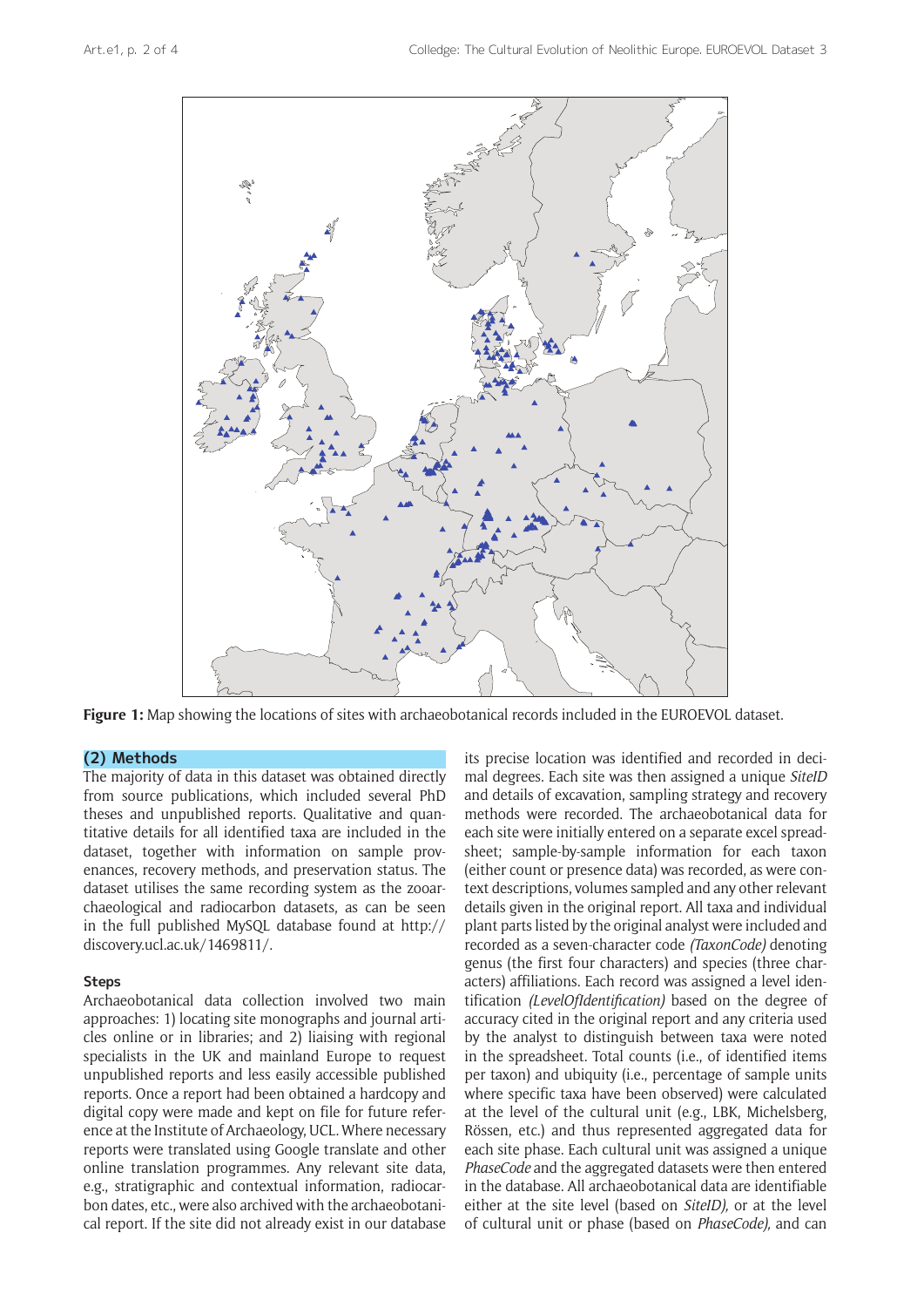**Figure 1:** Map showing the locations of sites with archaeobotanical records included in the EUROEVOL dataset.

## (2) Methods

The majority of data in this dataset was obtained directly from source publications, which included several PhD theses and unpublished reports. Qualitative and quantitative details for all identified taxa are included in the dataset, together with information on sample provenances, recovery methods, and preservation status. The dataset utilises the same recording system as the zooarchaeological and radiocarbon datasets, as can be seen in the full published MySQL database found at http://discovery.ucl.ac.uk/1469811/.

### Steps

Archaeobotanical data collection involved two main approaches: 1) locating site monographs and journal articles online or in libraries; and 2) liaising with regional specialists in the UK and mainland Europe to request unpublished reports and less easily accessible published reports. Once a report had been obtained a hardcopy and digital copy were made and kept on file for future reference at the Institute of Archaeology, UCL. Where necessary reports were translated using Google translate and other online translation programmes. Any relevant site data, e.g., stratigraphic and contextual information, radiocarbon dates, etc., were also archived with the archaeobotanical report. If the site did not already exist in our database its precise location was identified and recorded in decimal degrees. Each site was then assigned a unique *SiteID* and details of excavation, sampling strategy and recovery methods were recorded. The archaeobotanical data for each site were initially entered on a separate excel spreadsheet; sample-by-sample information for each taxon (either count or presence data) was recorded, as were context descriptions, volumes sampled and any other relevant details given in the original report. All taxa and individual plant parts listed by the original analyst were included and recorded as a seven-character code *(TaxonCode)* denoting genus (the first four characters) and species (three characters) affiliations. Each record was assigned a level identification *(LevelOfIdentification)* based on the degree of accuracy cited in the original report and any criteria used by the analyst to distinguish between taxa were noted in the spreadsheet. Total counts (i.e., of identified items per taxon) and ubiquity (i.e., percentage of sample units where specific taxa have been observed) were calculated at the level of the cultural unit (e.g., LBK, Michelsberg, Rössen, etc.) and thus represented aggregated data for each site phase. Each cultural unit was assigned a unique *PhaseCode* and the aggregated datasets were then entered in the database. All archaeobotanical data are identifiable either at the site level (based on *SiteID),* or at the level of cultural unit or phase (based on *PhaseCode),* and can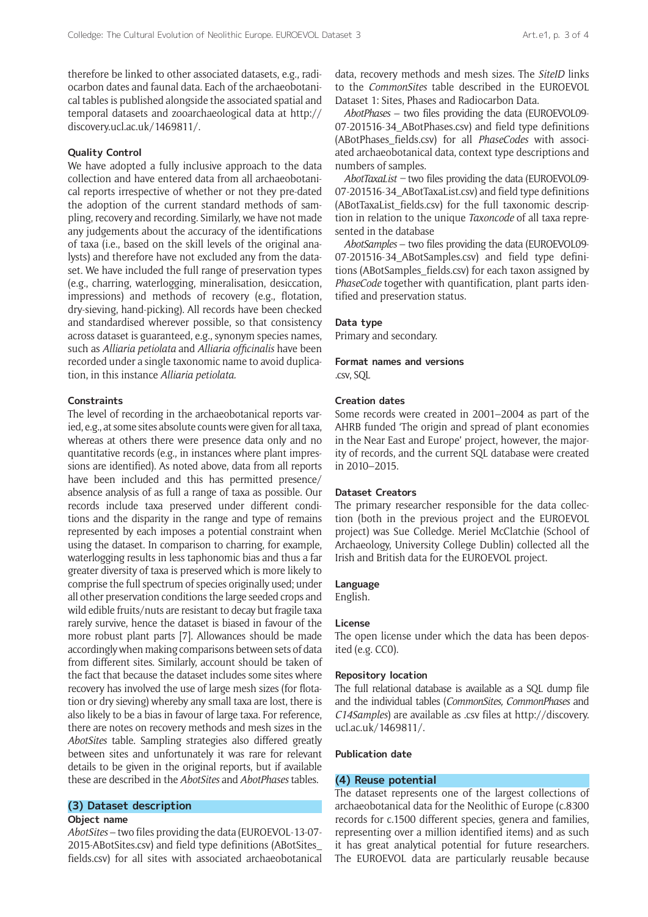therefore be linked to other associated datasets, e.g., radiocarbon dates and faunal data. Each of the archaeobotanical tables is published alongside the associated spatial and temporal datasets and zooarchaeological data at http://discovery.ucl.ac.uk/1469811/.

### Quality Control

We have adopted a fully inclusive approach to the data collection and have entered data from all archaeobotanical reports irrespective of whether or not they pre-dated the adoption of the current standard methods of sampling, recovery and recording. Similarly, we have not made any judgements about the accuracy of the identifications of taxa (i.e., based on the skill levels of the original analysts) and therefore have not excluded any from the dataset. We have included the full range of preservation types (e.g., charring, waterlogging, mineralisation, desiccation, impressions) and methods of recovery (e.g., flotation, dry-sieving, hand-picking). All records have been checked and standardised wherever possible, so that consistency across dataset is guaranteed, e.g., synonym species names, such as *Alliaria petiolata* and *Alliaria officinalis* have been recorded under a single taxonomic name to avoid duplication, in this instance *Alliaria petiolata.*

### Constraints

The level of recording in the archaeobotanical reports varied, e.g., at some sites absolute counts were given for all taxa, whereas at others there were presence data only and no quantitative records (e.g., in instances where plant impressions are identified). As noted above, data from all reports have been included and this has permitted presence/absence analysis of as full a range of taxa as possible. Our records include taxa preserved under different conditions and the disparity in the range and type of remains represented by each imposes a potential constraint when using the dataset. In comparison to charring, for example, waterlogging results in less taphonomic bias and thus a far greater diversity of taxa is preserved which is more likely to comprise the full spectrum of species originally used; under all other preservation conditions the large seeded crops and wild edible fruits/nuts are resistant to decay but fragile taxa rarely survive, hence the dataset is biased in favour of the more robust plant parts [7]. Allowances should be made accordingly when making comparisons between sets of data from different sites. Similarly, account should be taken of the fact that because the dataset includes some sites where recovery has involved the use of large mesh sizes (for flotation or dry sieving) whereby any small taxa are lost, there is also likely to be a bias in favour of large taxa. For reference, there are notes on recovery methods and mesh sizes in the *AbotSites* table. Sampling strategies also differed greatly between sites and unfortunately it was rare for relevant details to be given in the original reports, but if available these are described in the *AbotSites* and *AbotPhases* tables.

## (3) Dataset description

### Object name

*AbotSites* – two files providing the data (EUROEVOL-13-07-2015-ABotSites.csv) and field type definitions (ABotSites_fields.csv) for all sites with associated archaeobotanical data, recovery methods and mesh sizes. The *SiteID* links to the *CommonSites* table described in the EUROEVOL Dataset 1: Sites, Phases and Radiocarbon Data.

*AbotPhases* – two files providing the data (EUROEVOL09-07-201516-34_ABotPhases.csv) and field type definitions (ABotPhases_fields.csv) for all *PhaseCodes* with associated archaeobotanical data, context type descriptions and numbers of samples.

*AbotTaxaList* – two files providing the data (EUROEVOL09-07-201516-34_ABotTaxaList.csv) and field type definitions (ABotTaxaList_fields.csv) for the full taxonomic description in relation to the unique *Taxoncode* of all taxa represented in the database

*AbotSamples* – two files providing the data (EUROEVOL09-07-201516-34_ABotSamples.csv) and field type definitions (ABotSamples_fields.csv) for each taxon assigned by *PhaseCode* together with quantification, plant parts identified and preservation status.

### Data type

Primary and secondary.

### Format names and versions

.csv, SQL

### Creation dates

Some records were created in 2001–2004 as part of the AHRB funded 'The origin and spread of plant economies in the Near East and Europe' project, however, the majority of records, and the current SQL database were created in 2010–2015.

### Dataset Creators

The primary researcher responsible for the data collection (both in the previous project and the EUROEVOL project) was Sue Colledge. Meriel McClatchie (School of Archaeology, University College Dublin) collected all the Irish and British data for the EUROEVOL project.

### Language

English.

### License

The open license under which the data has been deposited (e.g. CC0).

### Repository location

The full relational database is available as a SQL dump file and the individual tables (*CommonSites, CommonPhases* and *C14Samples*) are available as .csv files at http://discovery.ucl.ac.uk/1469811/.

### Publication date

## (4) Reuse potential

The dataset represents one of the largest collections of archaeobotanical data for the Neolithic of Europe (c.8300 records for c.1500 different species, genera and families, representing over a million identified items) and as such it has great analytical potential for future researchers. The EUROEVOL data are particularly reusable because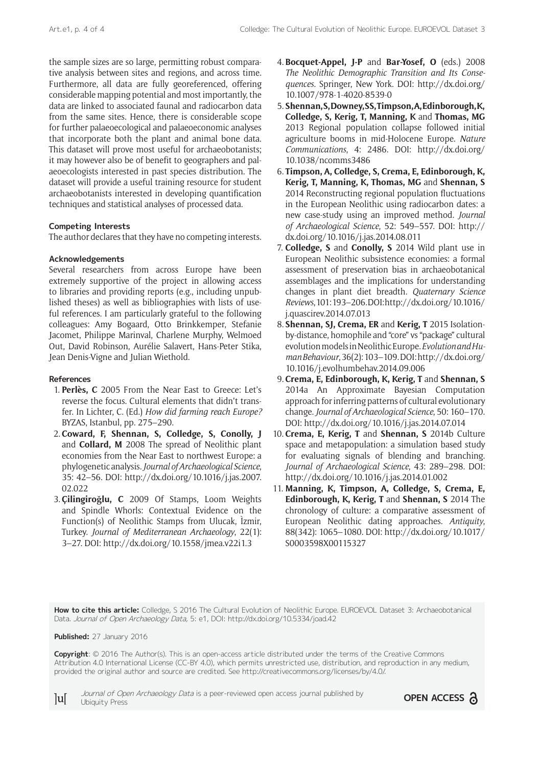the sample sizes are so large, permitting robust comparative analysis between sites and regions, and across time. Furthermore, all data are fully georeferenced, offering considerable mapping potential and most importantly, the data are linked to associated faunal and radiocarbon data from the same sites. Hence, there is considerable scope for further palaeoecological and palaeoeconomic analyses that incorporate both the plant and animal bone data. This dataset will prove most useful for archaeobotanists; it may however also be of benefit to geographers and palaeoecologists interested in past species distribution. The dataset will provide a useful training resource for student archaeobotanists interested in developing quantification techniques and statistical analyses of processed data.

### Competing Interests

The author declares that they have no competing interests.

### Acknowledgements

Several researchers from across Europe have been extremely supportive of the project in allowing access to libraries and providing reports (e.g., including unpublished theses) as well as bibliographies with lists of useful references. I am particularly grateful to the following colleagues: Amy Bogaard, Otto Brinkkemper, Stefanie Jacomet, Philippe Marinval, Charlene Murphy, Welmoed Out, David Robinson, Aurélie Salavert, Hans-Peter Stika, Jean Denis-Vigne and Julian Wiethold.

### References

1. **Perlès, C** 2005 From the Near East to Greece: Let's reverse the focus. Cultural elements that didn't transfer. In Lichter, C. (Ed.) *How did farming reach Europe?* BYZAS, Istanbul, pp. 275–290.
2. **Coward, F, Shennan, S, Colledge, S, Conolly, J** and **Collard, M** 2008 The spread of Neolithic plant economies from the Near East to northwest Europe: a phylogenetic analysis. *Journal of Archaeological Science*, 35: 42–56. DOI: http://dx.doi.org/10.1016/j.jas.2007.02.022
3. **Çilingiroğlu, C** 2009 Of Stamps, Loom Weights and Spindle Whorls: Contextual Evidence on the Function(s) of Neolithic Stamps from Ulucak, Ìzmir, Turkey. *Journal of Mediterranean Archaeology*, 22(1): 3–27. DOI: http://dx.doi.org/10.1558/jmea.v22i1.3
4. **Bocquet-Appel, J-P** and **Bar-Yosef, O** (eds.) 2008 *The Neolithic Demographic Transition and Its Consequences*. Springer, New York. DOI: http://dx.doi.org/10.1007/978-1-4020-8539-0
5. **Shennan, S, Downey, SS, Timpson, A, Edinborough, K, Colledge, S, Kerig, T, Manning, K** and **Thomas, MG** 2013 Regional population collapse followed initial agriculture booms in mid-Holocene Europe. *Nature Communications*, 4: 2486. DOI: http://dx.doi.org/10.1038/ncomms3486
6. **Timpson, A, Colledge, S, Crema, E, Edinborough, K, Kerig, T, Manning, K, Thomas, MG** and **Shennan, S** 2014 Reconstructing regional population fluctuations in the European Neolithic using radiocarbon dates: a new case-study using an improved method. *Journal of Archaeological Science*, 52: 549–557. DOI: http://dx.doi.org/10.1016/j.jas.2014.08.011
7. **Colledge, S** and **Conolly, S** 2014 Wild plant use in European Neolithic subsistence economies: a formal assessment of preservation bias in archaeobotanical assemblages and the implications for understanding changes in plant diet breadth. *Quaternary Science Reviews*, 101: 193–206. DOI: http://dx.doi.org/10.1016/j.quascirev.2014.07.013
8. **Shennan, SJ, Crema, ER** and **Kerig, T** 2015 Isolation-by-distance, homophile and "core" vs "package" cultural evolution models in Neolithic Europe. *Evolution and Human Behaviour*, 36(2): 103–109. DOI: http://dx.doi.org/10.1016/j.evolhumbehav.2014.09.006
9. **Crema, E, Edinborough, K, Kerig, T** and **Shennan, S** 2014a An Approximate Bayesian Computation approach for inferring patterns of cultural evolutionary change. *Journal of Archaeological Science*, 50: 160–170. DOI: http://dx.doi.org/10.1016/j.jas.2014.07.014
10. **Crema, E, Kerig, T** and **Shennan, S** 2014b Culture space and metapopulation: a simulation based study for evaluating signals of blending and branching. *Journal of Archaeological Science*, 43: 289–298. DOI: http://dx.doi.org/10.1016/j.jas.2014.01.002
11. **Manning, K, Timpson, A, Colledge, S, Crema, E, Edinborough, K, Kerig, T** and **Shennan, S** 2014 The chronology of culture: a comparative assessment of European Neolithic dating approaches. *Antiquity*, 88(342): 1065–1080. DOI: http://dx.doi.org/10.1017/S0003598X00115327

**How to cite this article:** Colledge, S 2016 The Cultural Evolution of Neolithic Europe. EUROEVOL Dataset 3: Archaeobotanical Data. *Journal of Open Archaeology Data*, 5: e1, DOI: http://dx.doi.org/10.5334/joad.42

**Published:** 27 January 2016

**Copyright**: © 2016 The Author(s). This is an open-access article distributed under the terms of the Creative Commons Attribution 4.0 International License (CC-BY 4.0), which permits unrestricted use, distribution, and reproduction in any medium, provided the original author and source are credited. See http://creativecommons.org/licenses/by/4.0/.

*Journal of Open Archaeology Data* is a peer-reviewed open access journal published by Ubiquity Press

**OPEN ACCESS**